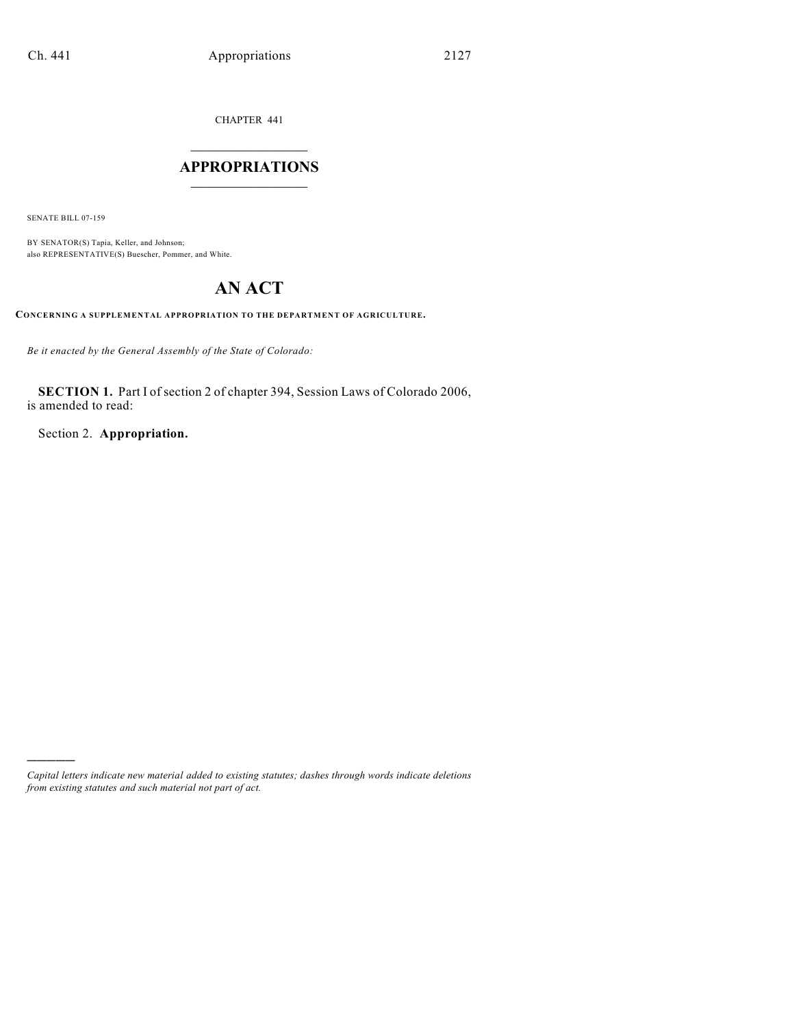CHAPTER 441

# APPROPRIATIONS

SENATE BILL 07-159

BY SENATOR(S) Tapia, Keller, and Johnson;
also REPRESENTATIVE(S) Buescher, Pommer, and White.

# AN ACT

**CONCERNING A SUPPLEMENTAL APPROPRIATION TO THE DEPARTMENT OF AGRICULTURE.**

*Be it enacted by the General Assembly of the State of Colorado:*

**SECTION 1.** Part I of section 2 of chapter 394, Session Laws of Colorado 2006, is amended to read:

Section 2. **Appropriation.**

---

*Capital letters indicate new material added to existing statutes; dashes through words indicate deletions from existing statutes and such material not part of act.*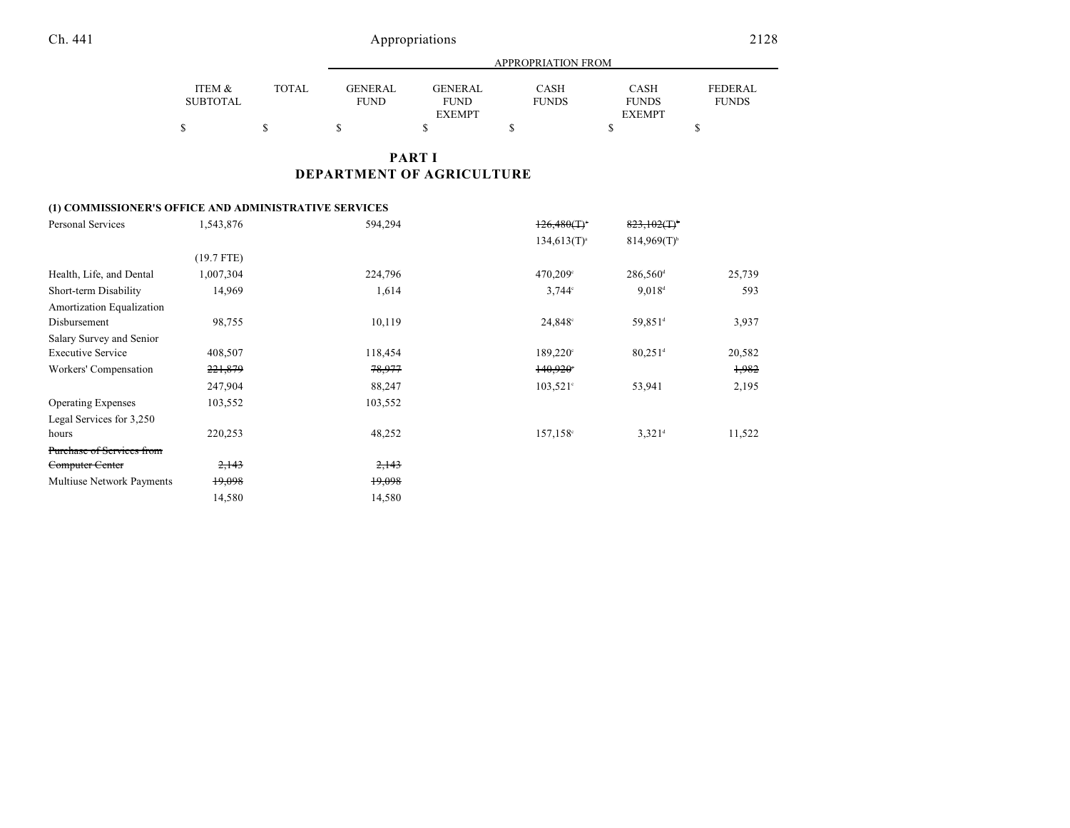# PART I
# DEPARTMENT OF AGRICULTURE

| | ITEM & SUBTOTAL | TOTAL | GENERAL FUND | GENERAL FUND EXEMPT | CASH FUNDS | CASH FUNDS EXEMPT | FEDERAL FUNDS |
|---|---|---|---|---|---|---|---|
| | $ | $ | $ | $ | $ | $ | $ |
| **(1) COMMISSIONER'S OFFICE AND ADMINISTRATIVE SERVICES** | | | | | | | |
| Personal Services | 1,543,876 | | 594,294 | | ~~126,480(T)[a]~~ | ~~823,102(T)[b]~~ | |
| | | | | | 134,613(T)[a] | 814,969(T)[b] | |
| | (19.7 FTE) | | | | | | |
| Health, Life, and Dental | 1,007,304 | | 224,796 | | 470,209[c] | 286,560[d] | 25,739 |
| Short-term Disability | 14,969 | | 1,614 | | 3,744[c] | 9,018[d] | 593 |
| Amortization Equalization Disbursement | 98,755 | | 10,119 | | 24,848[c] | 59,851[d] | 3,937 |
| Salary Survey and Senior Executive Service | 408,507 | | 118,454 | | 189,220[c] | 80,251[d] | 20,582 |
| Workers' Compensation | ~~221,879~~ | | ~~78,977~~ | | ~~140,920[c]~~ | | ~~1,982~~ |
| | 247,904 | | 88,247 | | 103,521[c] | 53,941 | 2,195 |
| Operating Expenses | 103,552 | | 103,552 | | | | |
| Legal Services for 3,250 hours | 220,253 | | 48,252 | | 157,158[c] | 3,321[d] | 11,522 |
| ~~Purchase of Services from Computer Center~~ | ~~2,143~~ | | ~~2,143~~ | | | | |
| Multiuse Network Payments | ~~19,098~~ | | ~~19,098~~ | | | | |
| | 14,580 | | 14,580 | | | | |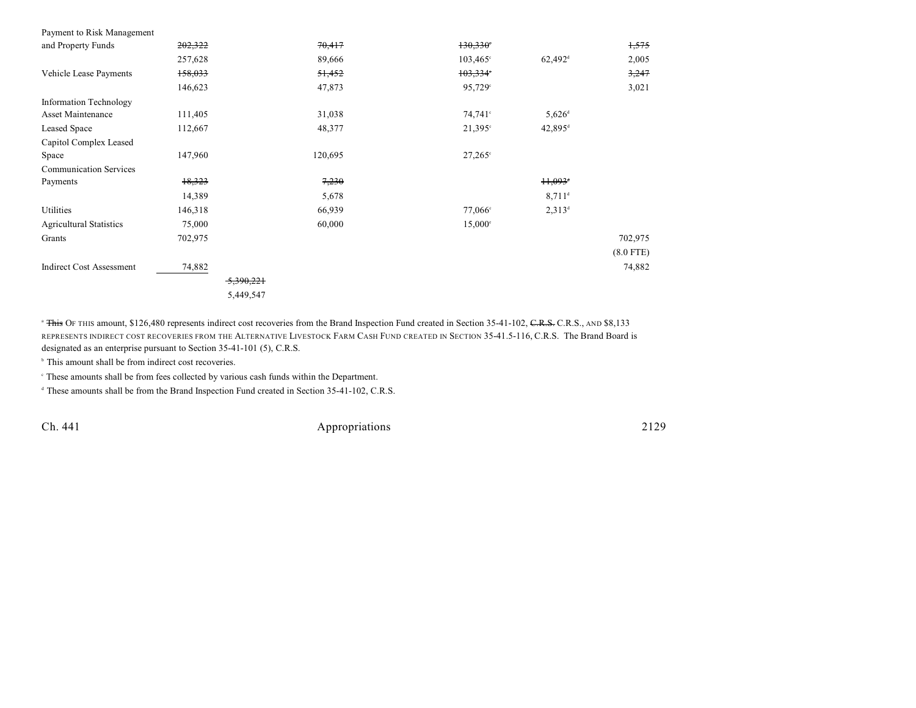| | | | | | |
|---|---|---|---|---|---|
| Payment to Risk Management and Property Funds | ~~202,322~~ | ~~70,417~~ | ~~130,330~~[c] | | ~~1,575~~ |
| | 257,628 | 89,666 | 103,465[c] | 62,492[d] | 2,005 |
| Vehicle Lease Payments | ~~158,033~~ | ~~51,452~~ | ~~103,334~~[c] | | ~~3,247~~ |
| | 146,623 | 47,873 | 95,729[c] | | 3,021 |
| Information Technology Asset Maintenance | 111,405 | 31,038 | 74,741[c] | 5,626[d] | |
| Leased Space | 112,667 | 48,377 | 21,395[c] | 42,895[d] | |
| Capitol Complex Leased Space | 147,960 | 120,695 | 27,265[c] | | |
| Communication Services Payments | ~~18,323~~ | ~~7,230~~ | | ~~11,093~~[d] | |
| | 14,389 | 5,678 | | 8,711[d] | |
| Utilities | 146,318 | 66,939 | 77,066[c] | 2,313[d] | |
| Agricultural Statistics | 75,000 | 60,000 | 15,000[c] | | |
| Grants | 702,975 | | | | 702,975 |
| | | | | | (8.0 FTE) |
| Indirect Cost Assessment | 74,882 | | | | 74,882 |
| | ~~5,390,221~~ | | | | |
| | 5,449,547 | | | | |

[a] ~~This~~ OF THIS amount, $126,480 represents indirect cost recoveries from the Brand Inspection Fund created in Section 35-41-102, ~~C.R.S.~~ C.R.S., AND $8,133 REPRESENTS INDIRECT COST RECOVERIES FROM THE ALTERNATIVE LIVESTOCK FARM CASH FUND CREATED IN SECTION 35-41.5-116, C.R.S. The Brand Board is designated as an enterprise pursuant to Section 35-41-101 (5), C.R.S.

[b] This amount shall be from indirect cost recoveries.

[c] These amounts shall be from fees collected by various cash funds within the Department.

[d] These amounts shall be from the Brand Inspection Fund created in Section 35-41-102, C.R.S.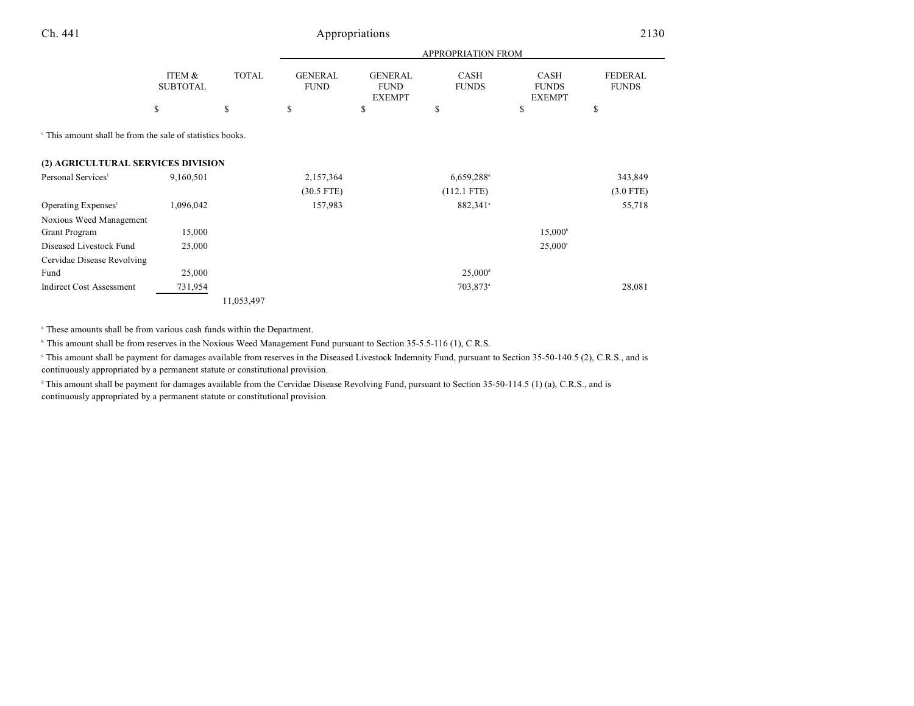|  | ITEM & SUBTOTAL | TOTAL | GENERAL FUND | GENERAL FUND EXEMPT | CASH FUNDS | CASH FUNDS EXEMPT | FEDERAL FUNDS |
|---|---|---|---|---|---|---|---|
|  | $ | $ | $ | $ | $ | $ | $ |

[c] This amount shall be from the sale of statistics books.

**(2) AGRICULTURAL SERVICES DIVISION**

|  | ITEM & SUBTOTAL | TOTAL | GENERAL FUND | GENERAL FUND EXEMPT | CASH FUNDS | CASH FUNDS EXEMPT | FEDERAL FUNDS |
|---|---|---|---|---|---|---|---|
| Personal Services[1] | 9,160,501 |  | 2,157,364 |  | 6,659,288[a] |  | 343,849 |
|  |  |  | (30.5 FTE) |  | (112.1 FTE) |  | (3.0 FTE) |
| Operating Expenses[1] | 1,096,042 |  | 157,983 |  | 882,341[a] |  | 55,718 |
| Noxious Weed Management Grant Program | 15,000 |  |  |  |  | 15,000[b] |  |
| Diseased Livestock Fund | 25,000 |  |  |  |  | 25,000[c] |  |
| Cervidae Disease Revolving Fund | 25,000 |  |  |  | 25,000[d] |  |  |
| Indirect Cost Assessment | 731,954 |  |  |  | 703,873[a] |  | 28,081 |
|  |  | 11,053,497 |  |  |  |  |  |

[a] These amounts shall be from various cash funds within the Department.

[b] This amount shall be from reserves in the Noxious Weed Management Fund pursuant to Section 35-5.5-116 (1), C.R.S.

[c] This amount shall be payment for damages available from reserves in the Diseased Livestock Indemnity Fund, pursuant to Section 35-50-140.5 (2), C.R.S., and is continuously appropriated by a permanent statute or constitutional provision.

[d] This amount shall be payment for damages available from the Cervidae Disease Revolving Fund, pursuant to Section 35-50-114.5 (1) (a), C.R.S., and is continuously appropriated by a permanent statute or constitutional provision.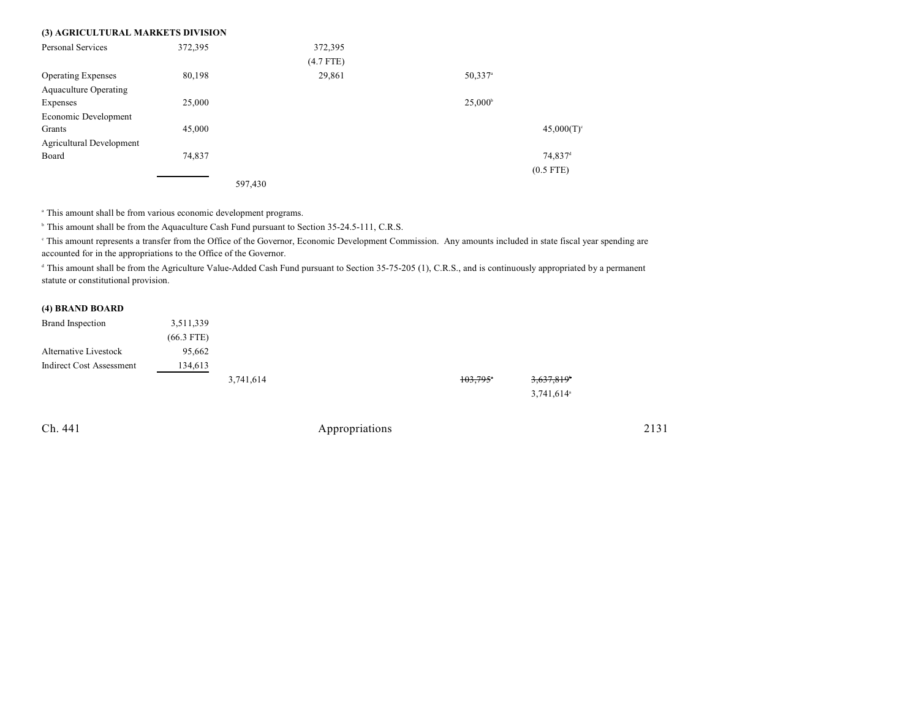**(3) AGRICULTURAL MARKETS DIVISION**

| | | | | | |
|---|---|---|---|---|---|
| Personal Services | 372,395 | | 372,395 | | |
| | | | (4.7 FTE) | | |
| Operating Expenses | 80,198 | | 29,861 | 50,337[a] | |
| Aquaculture Operating Expenses | 25,000 | | | 25,000[b] | |
| Economic Development Grants | 45,000 | | | | 45,000(T)[c] |
| Agricultural Development Board | 74,837 | | | | 74,837[d] |
| | | | | | (0.5 FTE) |
| | | 597,430 | | | |

[a] This amount shall be from various economic development programs.

[b] This amount shall be from the Aquaculture Cash Fund pursuant to Section 35-24.5-111, C.R.S.

[c] This amount represents a transfer from the Office of the Governor, Economic Development Commission. Any amounts included in state fiscal year spending are accounted for in the appropriations to the Office of the Governor.

[d] This amount shall be from the Agriculture Value-Added Cash Fund pursuant to Section 35-75-205 (1), C.R.S., and is continuously appropriated by a permanent statute or constitutional provision.

**(4) BRAND BOARD**

| | | | | | |
|---|---|---|---|---|---|
| Brand Inspection | 3,511,339 | | | | |
| | (66.3 FTE) | | | | |
| Alternative Livestock | 95,662 | | | | |
| Indirect Cost Assessment | 134,613 | | | | |
| | | 3,741,614 | | ~~103,795[a]~~ | ~~3,637,819[b]~~ |
| | | | | | 3,741,614[a] |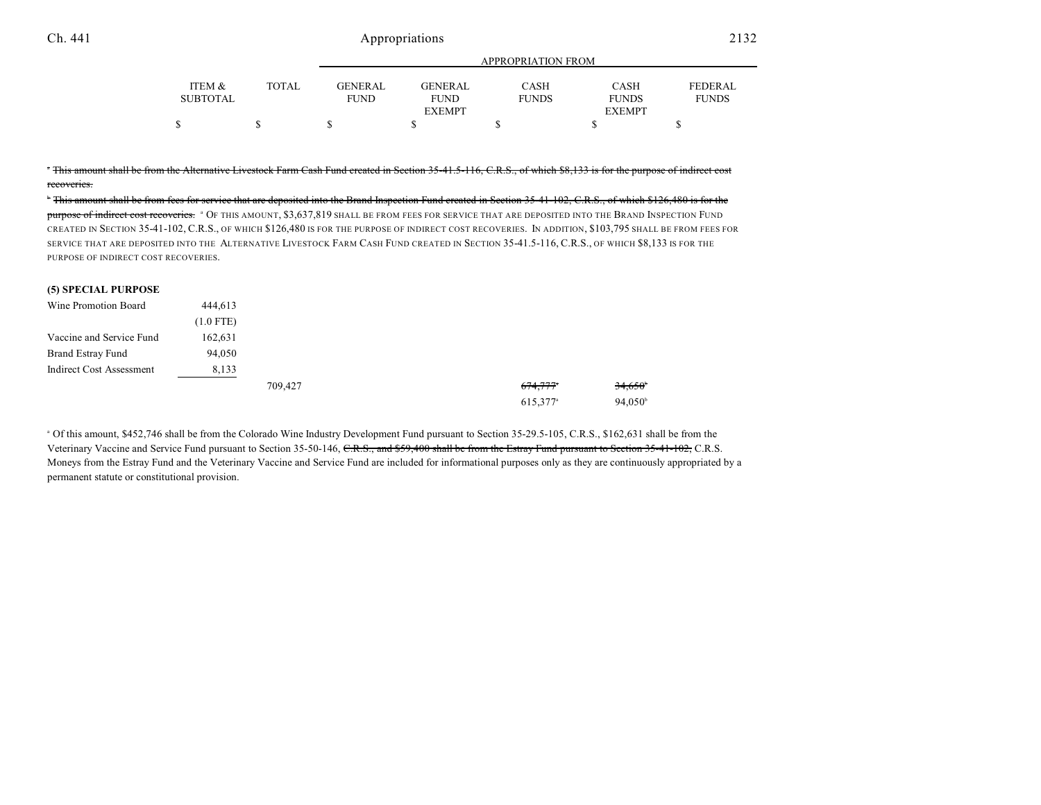| | ITEM & SUBTOTAL | TOTAL | GENERAL FUND | GENERAL FUND EXEMPT | CASH FUNDS | CASH FUNDS EXEMPT | FEDERAL FUNDS |
|---|---|---|---|---|---|---|---|
| | $ | $ | $ | $ | $ | $ | $ |

[a] ~~This amount shall be from the Alternative Livestock Farm Cash Fund created in Section 35-41.5-116, C.R.S., of which $8,133 is for the purpose of indirect cost recoveries.~~

[b] ~~This amount shall be from fees for service that are deposited into the Brand Inspection Fund created in Section 35-41-102, C.R.S., of which $126,480 is for the purpose of indirect cost recoveries.~~ [a] OF THIS AMOUNT, $3,637,819 SHALL BE FROM FEES FOR SERVICE THAT ARE DEPOSITED INTO THE BRAND INSPECTION FUND CREATED IN SECTION 35-41-102, C.R.S., OF WHICH $126,480 IS FOR THE PURPOSE OF INDIRECT COST RECOVERIES. IN ADDITION, $103,795 SHALL BE FROM FEES FOR SERVICE THAT ARE DEPOSITED INTO THE ALTERNATIVE LIVESTOCK FARM CASH FUND CREATED IN SECTION 35-41.5-116, C.R.S., OF WHICH $8,133 IS FOR THE PURPOSE OF INDIRECT COST RECOVERIES.

**(5) SPECIAL PURPOSE**

| | ITEM & SUBTOTAL | TOTAL | GENERAL FUND | GENERAL FUND EXEMPT | CASH FUNDS | CASH FUNDS EXEMPT | FEDERAL FUNDS |
|---|---|---|---|---|---|---|---|
| Wine Promotion Board | 444,613 | | | | | | |
| | (1.0 FTE) | | | | | | |
| Vaccine and Service Fund | 162,631 | | | | | | |
| Brand Estray Fund | 94,050 | | | | | | |
| Indirect Cost Assessment | 8,133 | | | | | | |
| | | 709,427 | | | ~~674,777~~[a] | ~~34,650~~[b] | |
| | | | | | 615,377[a] | 94,050[b] | |

[a] Of this amount, $452,746 shall be from the Colorado Wine Industry Development Fund pursuant to Section 35-29.5-105, C.R.S., $162,631 shall be from the Veterinary Vaccine and Service Fund pursuant to Section 35-50-146, ~~C.R.S., and $59,400 shall be from the Estray Fund pursuant to Section 35-41-102,~~ C.R.S. Moneys from the Estray Fund and the Veterinary Vaccine and Service Fund are included for informational purposes only as they are continuously appropriated by a permanent statute or constitutional provision.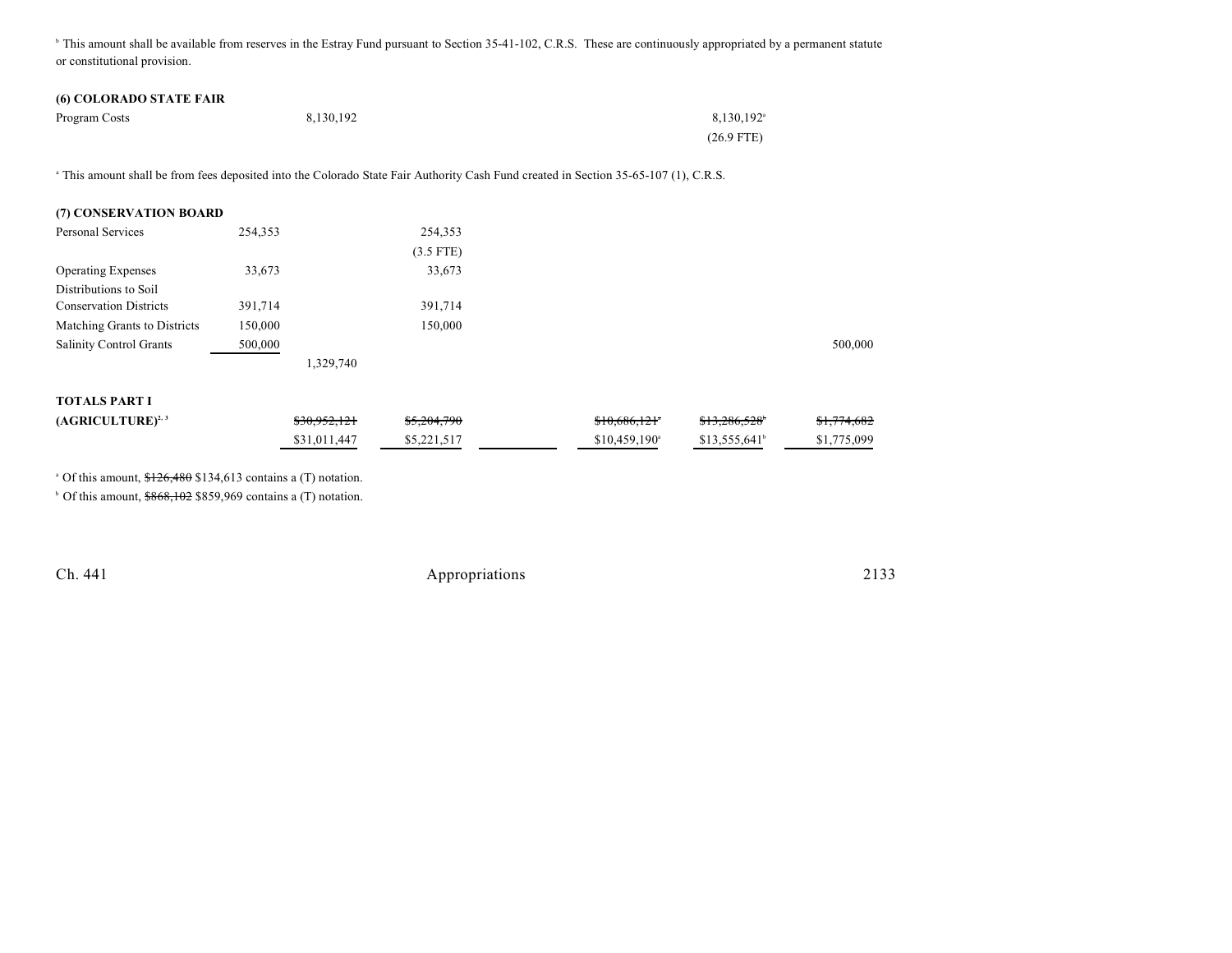[b] This amount shall be available from reserves in the Estray Fund pursuant to Section 35-41-102, C.R.S. These are continuously appropriated by a permanent statute or constitutional provision.

| | | | | | | | |
|---|---|---|---|---|---|---|---|
| **(6) COLORADO STATE FAIR** | | | | | | | |
| Program Costs | | 8,130,192 | | | | 8,130,192[a] | |
| | | | | | | (26.9 FTE) | |

[a] This amount shall be from fees deposited into the Colorado State Fair Authority Cash Fund created in Section 35-65-107 (1), C.R.S.

| | | | | | | | |
|---|---|---|---|---|---|---|---|
| **(7) CONSERVATION BOARD** | | | | | | | |
| Personal Services | 254,353 | | 254,353 | | | | |
| | | | (3.5 FTE) | | | | |
| Operating Expenses | 33,673 | | 33,673 | | | | |
| Distributions to Soil Conservation Districts | 391,714 | | 391,714 | | | | |
| Matching Grants to Districts | 150,000 | | 150,000 | | | | |
| Salinity Control Grants | 500,000 | | | | | | 500,000 |
| | | 1,329,740 | | | | | |

| | | | | | | | |
|---|---|---|---|---|---|---|---|
| **TOTALS PART I (AGRICULTURE)**[2, 3] | | ~~$30,952,121~~ | ~~$5,204,790~~ | | ~~$10,686,121~~[a] | ~~$13,286,528~~[b] | ~~$1,774,682~~ |
| | | $31,011,447 | $5,221,517 | | $10,459,190[a] | $13,555,641[b] | $1,775,099 |

[a] Of this amount, ~~$126,480~~ $134,613 contains a (T) notation.

[b] Of this amount, ~~$868,102~~ $859,969 contains a (T) notation.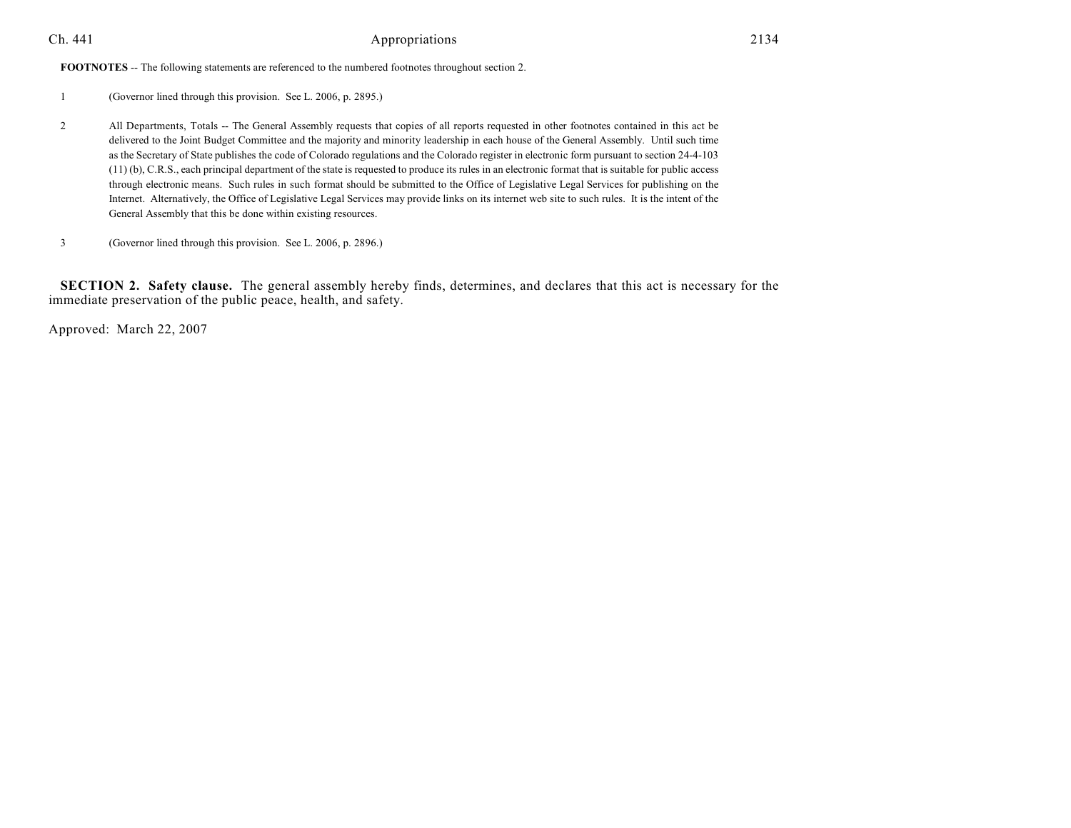**FOOTNOTES** -- The following statements are referenced to the numbered footnotes throughout section 2.

1 (Governor lined through this provision. See L. 2006, p. 2895.)

2 All Departments, Totals -- The General Assembly requests that copies of all reports requested in other footnotes contained in this act be delivered to the Joint Budget Committee and the majority and minority leadership in each house of the General Assembly. Until such time as the Secretary of State publishes the code of Colorado regulations and the Colorado register in electronic form pursuant to section 24-4-103 (11) (b), C.R.S., each principal department of the state is requested to produce its rules in an electronic format that is suitable for public access through electronic means. Such rules in such format should be submitted to the Office of Legislative Legal Services for publishing on the Internet. Alternatively, the Office of Legislative Legal Services may provide links on its internet web site to such rules. It is the intent of the General Assembly that this be done within existing resources.

3 (Governor lined through this provision. See L. 2006, p. 2896.)

**SECTION 2. Safety clause.** The general assembly hereby finds, determines, and declares that this act is necessary for the immediate preservation of the public peace, health, and safety.

Approved: March 22, 2007